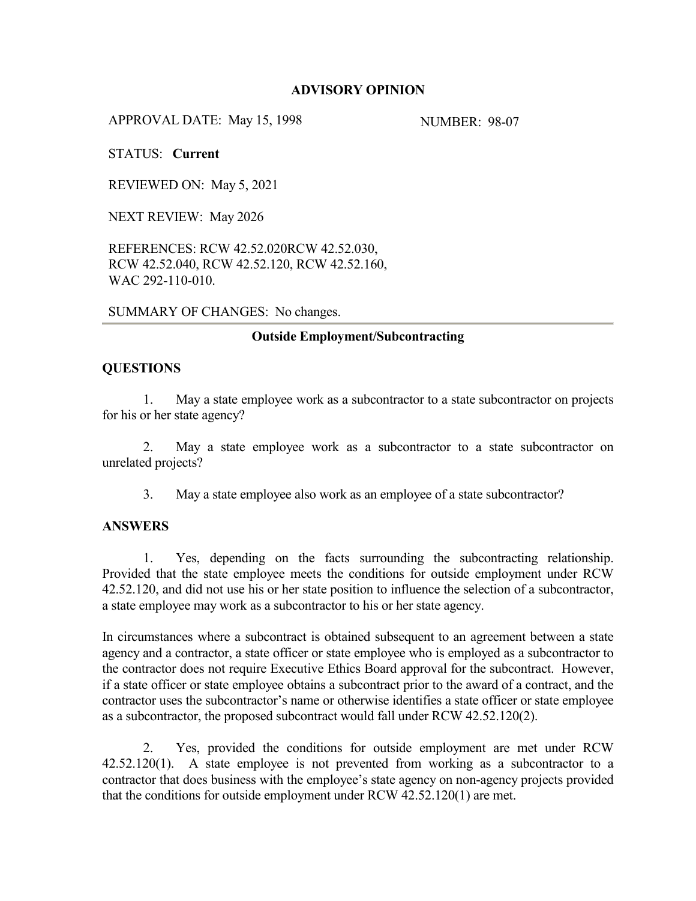# ADVISORY OPINION

APPROVAL DATE: May 15, 1998

NUMBER: 98-07

STATUS: **Current**

REVIEWED ON: May 5, 2021

NEXT REVIEW: May 2026

REFERENCES: RCW 42.52.020RCW 42.52.030, RCW 42.52.040, RCW 42.52.120, RCW 42.52.160, WAC 292-110-010.

SUMMARY OF CHANGES: No changes.

---

## Outside Employment/Subcontracting

### QUESTIONS

1. May a state employee work as a subcontractor to a state subcontractor on projects for his or her state agency?

2. May a state employee work as a subcontractor to a state subcontractor on unrelated projects?

3. May a state employee also work as an employee of a state subcontractor?

### ANSWERS

1. Yes, depending on the facts surrounding the subcontracting relationship. Provided that the state employee meets the conditions for outside employment under RCW 42.52.120, and did not use his or her state position to influence the selection of a subcontractor, a state employee may work as a subcontractor to his or her state agency.

In circumstances where a subcontract is obtained subsequent to an agreement between a state agency and a contractor, a state officer or state employee who is employed as a subcontractor to the contractor does not require Executive Ethics Board approval for the subcontract. However, if a state officer or state employee obtains a subcontract prior to the award of a contract, and the contractor uses the subcontractor's name or otherwise identifies a state officer or state employee as a subcontractor, the proposed subcontract would fall under RCW 42.52.120(2).

2. Yes, provided the conditions for outside employment are met under RCW 42.52.120(1). A state employee is not prevented from working as a subcontractor to a contractor that does business with the employee's state agency on non-agency projects provided that the conditions for outside employment under RCW 42.52.120(1) are met.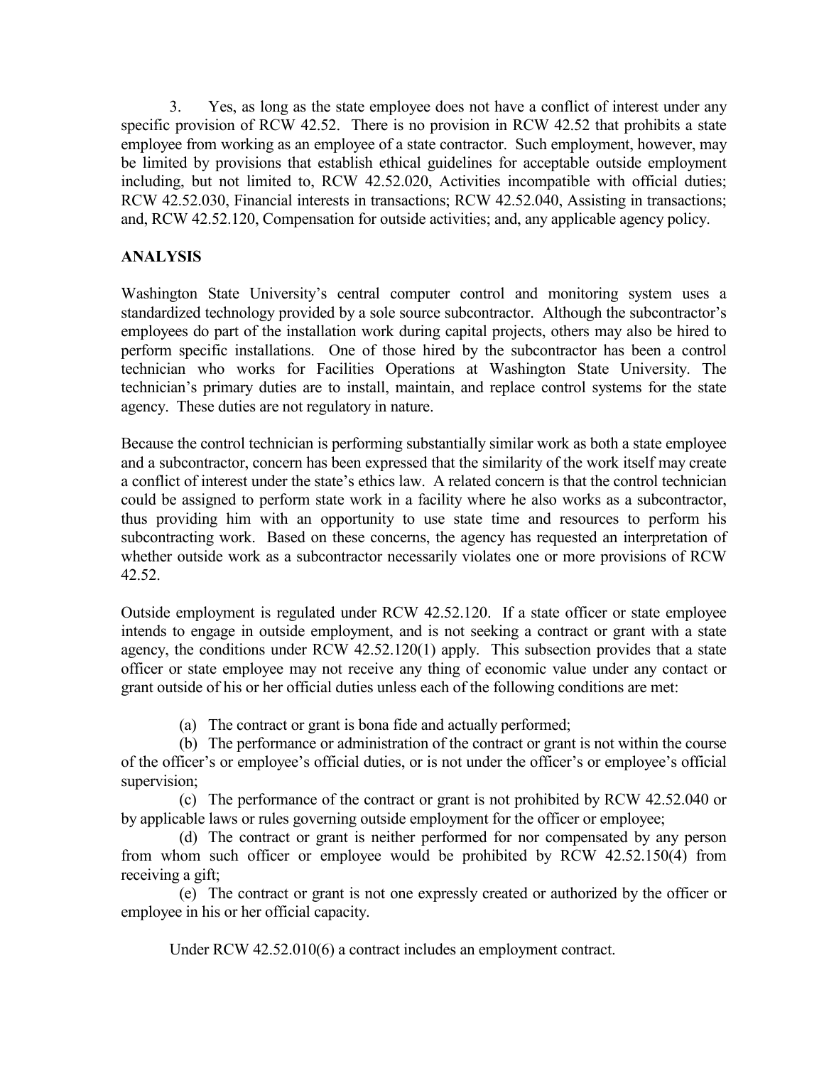3. Yes, as long as the state employee does not have a conflict of interest under any specific provision of RCW 42.52. There is no provision in RCW 42.52 that prohibits a state employee from working as an employee of a state contractor. Such employment, however, may be limited by provisions that establish ethical guidelines for acceptable outside employment including, but not limited to, RCW 42.52.020, Activities incompatible with official duties; RCW 42.52.030, Financial interests in transactions; RCW 42.52.040, Assisting in transactions; and, RCW 42.52.120, Compensation for outside activities; and, any applicable agency policy.

**ANALYSIS**

Washington State University's central computer control and monitoring system uses a standardized technology provided by a sole source subcontractor. Although the subcontractor's employees do part of the installation work during capital projects, others may also be hired to perform specific installations. One of those hired by the subcontractor has been a control technician who works for Facilities Operations at Washington State University. The technician's primary duties are to install, maintain, and replace control systems for the state agency. These duties are not regulatory in nature.

Because the control technician is performing substantially similar work as both a state employee and a subcontractor, concern has been expressed that the similarity of the work itself may create a conflict of interest under the state's ethics law. A related concern is that the control technician could be assigned to perform state work in a facility where he also works as a subcontractor, thus providing him with an opportunity to use state time and resources to perform his subcontracting work. Based on these concerns, the agency has requested an interpretation of whether outside work as a subcontractor necessarily violates one or more provisions of RCW 42.52.

Outside employment is regulated under RCW 42.52.120. If a state officer or state employee intends to engage in outside employment, and is not seeking a contract or grant with a state agency, the conditions under RCW 42.52.120(1) apply. This subsection provides that a state officer or state employee may not receive any thing of economic value under any contact or grant outside of his or her official duties unless each of the following conditions are met:

(a) The contract or grant is bona fide and actually performed;

(b) The performance or administration of the contract or grant is not within the course of the officer's or employee's official duties, or is not under the officer's or employee's official supervision;

(c) The performance of the contract or grant is not prohibited by RCW 42.52.040 or by applicable laws or rules governing outside employment for the officer or employee;

(d) The contract or grant is neither performed for nor compensated by any person from whom such officer or employee would be prohibited by RCW 42.52.150(4) from receiving a gift;

(e) The contract or grant is not one expressly created or authorized by the officer or employee in his or her official capacity.

Under RCW 42.52.010(6) a contract includes an employment contract.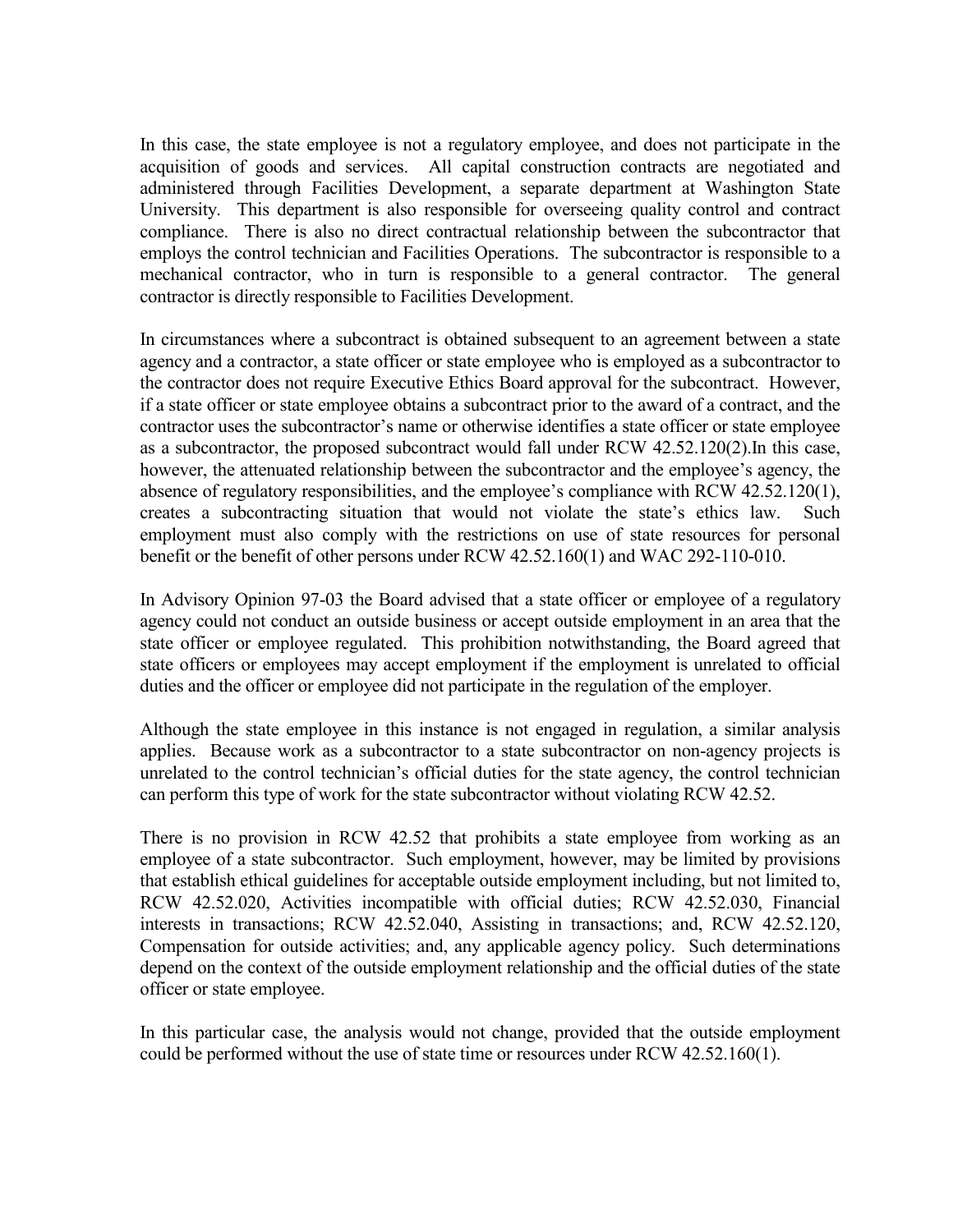In this case, the state employee is not a regulatory employee, and does not participate in the acquisition of goods and services. All capital construction contracts are negotiated and administered through Facilities Development, a separate department at Washington State University. This department is also responsible for overseeing quality control and contract compliance. There is also no direct contractual relationship between the subcontractor that employs the control technician and Facilities Operations. The subcontractor is responsible to a mechanical contractor, who in turn is responsible to a general contractor. The general contractor is directly responsible to Facilities Development.

In circumstances where a subcontract is obtained subsequent to an agreement between a state agency and a contractor, a state officer or state employee who is employed as a subcontractor to the contractor does not require Executive Ethics Board approval for the subcontract. However, if a state officer or state employee obtains a subcontract prior to the award of a contract, and the contractor uses the subcontractor's name or otherwise identifies a state officer or state employee as a subcontractor, the proposed subcontract would fall under RCW 42.52.120(2).In this case, however, the attenuated relationship between the subcontractor and the employee's agency, the absence of regulatory responsibilities, and the employee's compliance with RCW 42.52.120(1), creates a subcontracting situation that would not violate the state's ethics law. Such employment must also comply with the restrictions on use of state resources for personal benefit or the benefit of other persons under RCW 42.52.160(1) and WAC 292-110-010.

In Advisory Opinion 97-03 the Board advised that a state officer or employee of a regulatory agency could not conduct an outside business or accept outside employment in an area that the state officer or employee regulated. This prohibition notwithstanding, the Board agreed that state officers or employees may accept employment if the employment is unrelated to official duties and the officer or employee did not participate in the regulation of the employer.

Although the state employee in this instance is not engaged in regulation, a similar analysis applies. Because work as a subcontractor to a state subcontractor on non-agency projects is unrelated to the control technician's official duties for the state agency, the control technician can perform this type of work for the state subcontractor without violating RCW 42.52.

There is no provision in RCW 42.52 that prohibits a state employee from working as an employee of a state subcontractor. Such employment, however, may be limited by provisions that establish ethical guidelines for acceptable outside employment including, but not limited to, RCW 42.52.020, Activities incompatible with official duties; RCW 42.52.030, Financial interests in transactions; RCW 42.52.040, Assisting in transactions; and, RCW 42.52.120, Compensation for outside activities; and, any applicable agency policy. Such determinations depend on the context of the outside employment relationship and the official duties of the state officer or state employee.

In this particular case, the analysis would not change, provided that the outside employment could be performed without the use of state time or resources under RCW 42.52.160(1).